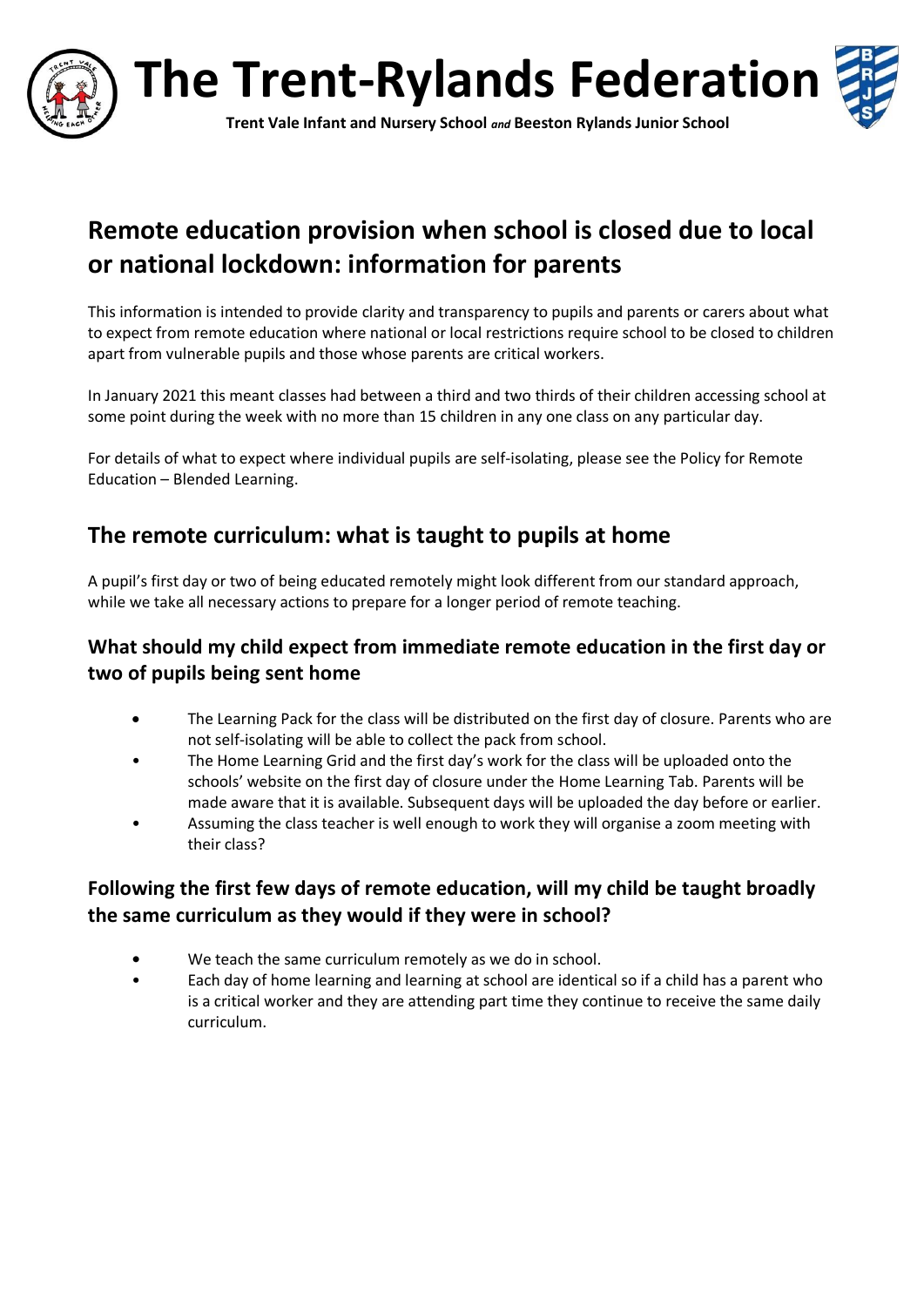# The Trent-Rylands Federation

**Trent Vale Infant and Nursery School** ***and*** **Beeston Rylands Junior School**

## Remote education provision when school is closed due to local or national lockdown: information for parents

This information is intended to provide clarity and transparency to pupils and parents or carers about what to expect from remote education where national or local restrictions require school to be closed to children apart from vulnerable pupils and those whose parents are critical workers.

In January 2021 this meant classes had between a third and two thirds of their children accessing school at some point during the week with no more than 15 children in any one class on any particular day.

For details of what to expect where individual pupils are self-isolating, please see the Policy for Remote Education – Blended Learning.

## The remote curriculum: what is taught to pupils at home

A pupil's first day or two of being educated remotely might look different from our standard approach, while we take all necessary actions to prepare for a longer period of remote teaching.

### What should my child expect from immediate remote education in the first day or two of pupils being sent home

- The Learning Pack for the class will be distributed on the first day of closure. Parents who are not self-isolating will be able to collect the pack from school.
- The Home Learning Grid and the first day's work for the class will be uploaded onto the schools' website on the first day of closure under the Home Learning Tab. Parents will be made aware that it is available. Subsequent days will be uploaded the day before or earlier.
- Assuming the class teacher is well enough to work they will organise a zoom meeting with their class?

### Following the first few days of remote education, will my child be taught broadly the same curriculum as they would if they were in school?

- We teach the same curriculum remotely as we do in school.
- Each day of home learning and learning at school are identical so if a child has a parent who is a critical worker and they are attending part time they continue to receive the same daily curriculum.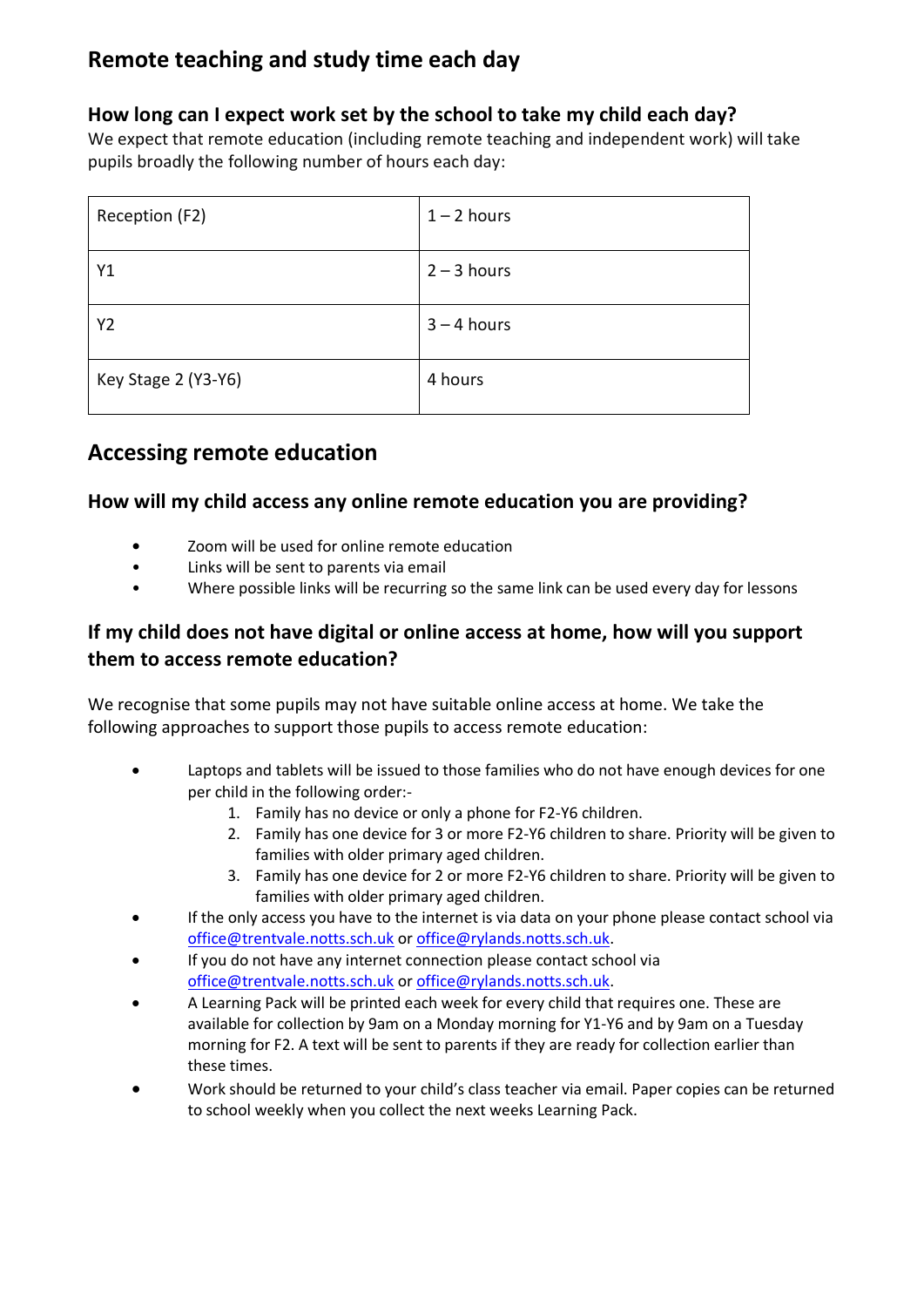## Remote teaching and study time each day

### How long can I expect work set by the school to take my child each day?

We expect that remote education (including remote teaching and independent work) will take pupils broadly the following number of hours each day:

| | |
|---|---|
| Reception (F2) | 1 – 2 hours |
| Y1 | 2 – 3 hours |
| Y2 | 3 – 4 hours |
| Key Stage 2 (Y3-Y6) | 4 hours |

## Accessing remote education

### How will my child access any online remote education you are providing?

- Zoom will be used for online remote education
- Links will be sent to parents via email
- Where possible links will be recurring so the same link can be used every day for lessons

### If my child does not have digital or online access at home, how will you support them to access remote education?

We recognise that some pupils may not have suitable online access at home. We take the following approaches to support those pupils to access remote education:

- Laptops and tablets will be issued to those families who do not have enough devices for one per child in the following order:-
  1. Family has no device or only a phone for F2-Y6 children.
  2. Family has one device for 3 or more F2-Y6 children to share. Priority will be given to families with older primary aged children.
  3. Family has one device for 2 or more F2-Y6 children to share. Priority will be given to families with older primary aged children.
- If the only access you have to the internet is via data on your phone please contact school via office@trentvale.notts.sch.uk or office@rylands.notts.sch.uk.
- If you do not have any internet connection please contact school via office@trentvale.notts.sch.uk or office@rylands.notts.sch.uk.
- A Learning Pack will be printed each week for every child that requires one. These are available for collection by 9am on a Monday morning for Y1-Y6 and by 9am on a Tuesday morning for F2. A text will be sent to parents if they are ready for collection earlier than these times.
- Work should be returned to your child's class teacher via email. Paper copies can be returned to school weekly when you collect the next weeks Learning Pack.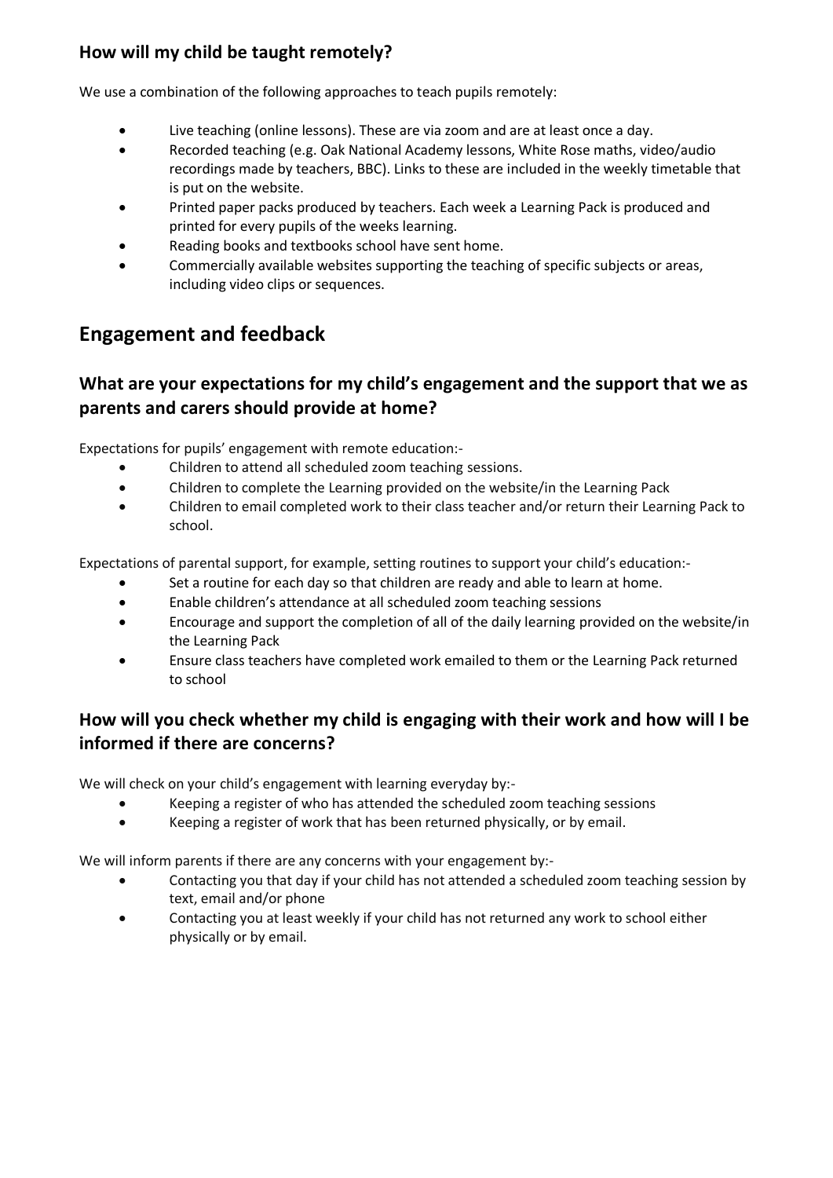### How will my child be taught remotely?

We use a combination of the following approaches to teach pupils remotely:

- Live teaching (online lessons). These are via zoom and are at least once a day.
- Recorded teaching (e.g. Oak National Academy lessons, White Rose maths, video/audio recordings made by teachers, BBC). Links to these are included in the weekly timetable that is put on the website.
- Printed paper packs produced by teachers. Each week a Learning Pack is produced and printed for every pupils of the weeks learning.
- Reading books and textbooks school have sent home.
- Commercially available websites supporting the teaching of specific subjects or areas, including video clips or sequences.

## Engagement and feedback

### What are your expectations for my child's engagement and the support that we as parents and carers should provide at home?

Expectations for pupils' engagement with remote education:-

- Children to attend all scheduled zoom teaching sessions.
- Children to complete the Learning provided on the website/in the Learning Pack
- Children to email completed work to their class teacher and/or return their Learning Pack to school.

Expectations of parental support, for example, setting routines to support your child's education:-

- Set a routine for each day so that children are ready and able to learn at home.
- Enable children's attendance at all scheduled zoom teaching sessions
- Encourage and support the completion of all of the daily learning provided on the website/in the Learning Pack
- Ensure class teachers have completed work emailed to them or the Learning Pack returned to school

### How will you check whether my child is engaging with their work and how will I be informed if there are concerns?

We will check on your child's engagement with learning everyday by:-

- Keeping a register of who has attended the scheduled zoom teaching sessions
- Keeping a register of work that has been returned physically, or by email.

We will inform parents if there are any concerns with your engagement by:-

- Contacting you that day if your child has not attended a scheduled zoom teaching session by text, email and/or phone
- Contacting you at least weekly if your child has not returned any work to school either physically or by email.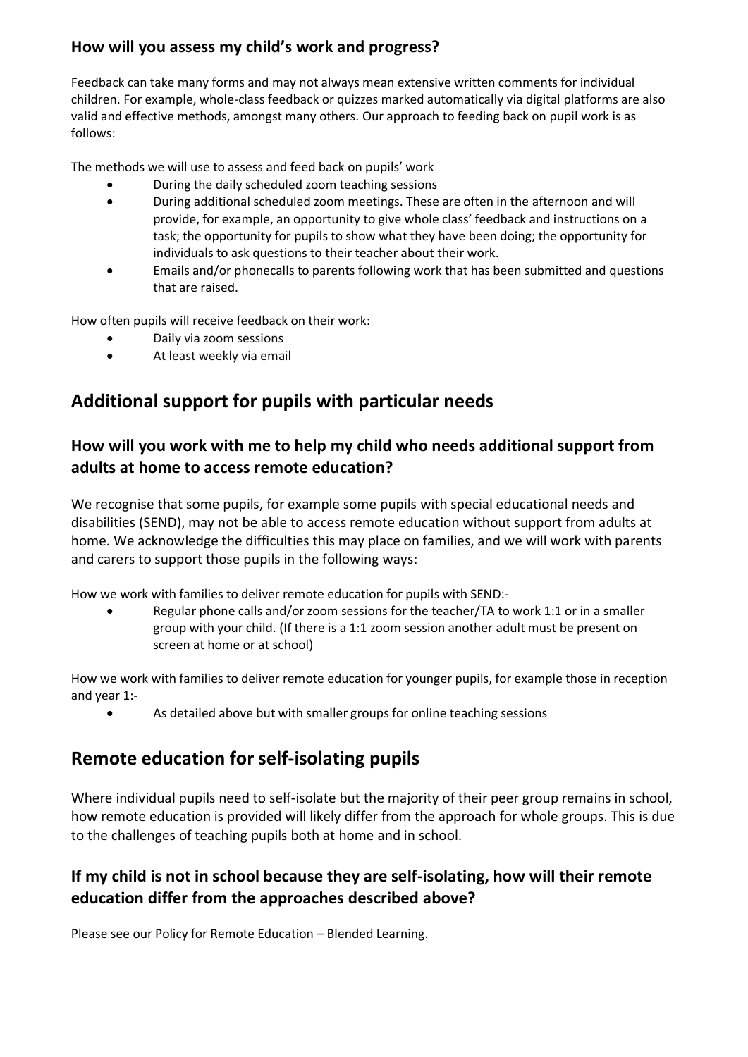### How will you assess my child's work and progress?

Feedback can take many forms and may not always mean extensive written comments for individual children. For example, whole-class feedback or quizzes marked automatically via digital platforms are also valid and effective methods, amongst many others. Our approach to feeding back on pupil work is as follows:

The methods we will use to assess and feed back on pupils' work

- During the daily scheduled zoom teaching sessions
- During additional scheduled zoom meetings. These are often in the afternoon and will provide, for example, an opportunity to give whole class' feedback and instructions on a task; the opportunity for pupils to show what they have been doing; the opportunity for individuals to ask questions to their teacher about their work.
- Emails and/or phonecalls to parents following work that has been submitted and questions that are raised.

How often pupils will receive feedback on their work:

- Daily via zoom sessions
- At least weekly via email

## Additional support for pupils with particular needs

### How will you work with me to help my child who needs additional support from adults at home to access remote education?

We recognise that some pupils, for example some pupils with special educational needs and disabilities (SEND), may not be able to access remote education without support from adults at home. We acknowledge the difficulties this may place on families, and we will work with parents and carers to support those pupils in the following ways:

How we work with families to deliver remote education for pupils with SEND:-

- Regular phone calls and/or zoom sessions for the teacher/TA to work 1:1 or in a smaller group with your child. (If there is a 1:1 zoom session another adult must be present on screen at home or at school)

How we work with families to deliver remote education for younger pupils, for example those in reception and year 1:-

- As detailed above but with smaller groups for online teaching sessions

## Remote education for self-isolating pupils

Where individual pupils need to self-isolate but the majority of their peer group remains in school, how remote education is provided will likely differ from the approach for whole groups. This is due to the challenges of teaching pupils both at home and in school.

### If my child is not in school because they are self-isolating, how will their remote education differ from the approaches described above?

Please see our Policy for Remote Education – Blended Learning.